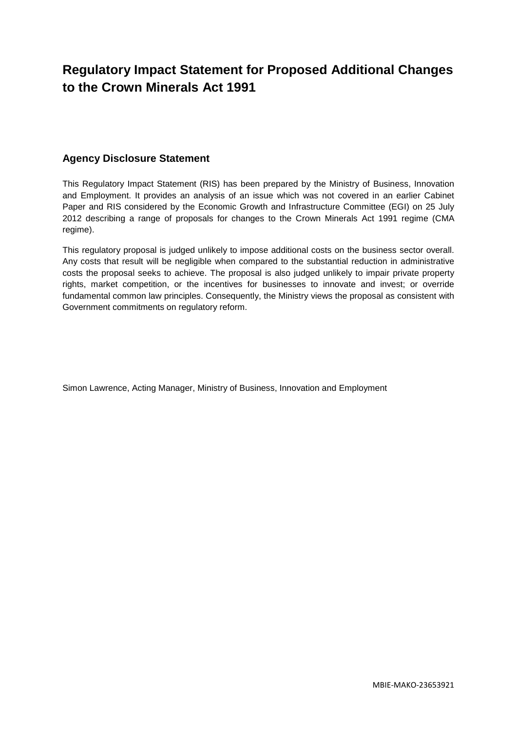# Regulatory Impact Statement for Proposed Additional Changes to the Crown Minerals Act 1991

## Agency Disclosure Statement

This Regulatory Impact Statement (RIS) has been prepared by the Ministry of Business, Innovation and Employment. It provides an analysis of an issue which was not covered in an earlier Cabinet Paper and RIS considered by the Economic Growth and Infrastructure Committee (EGI) on 25 July 2012 describing a range of proposals for changes to the Crown Minerals Act 1991 regime (CMA regime).

This regulatory proposal is judged unlikely to impose additional costs on the business sector overall. Any costs that result will be negligible when compared to the substantial reduction in administrative costs the proposal seeks to achieve. The proposal is also judged unlikely to impair private property rights, market competition, or the incentives for businesses to innovate and invest; or override fundamental common law principles. Consequently, the Ministry views the proposal as consistent with Government commitments on regulatory reform.

Simon Lawrence, Acting Manager, Ministry of Business, Innovation and Employment

MBIE-MAKO-23653921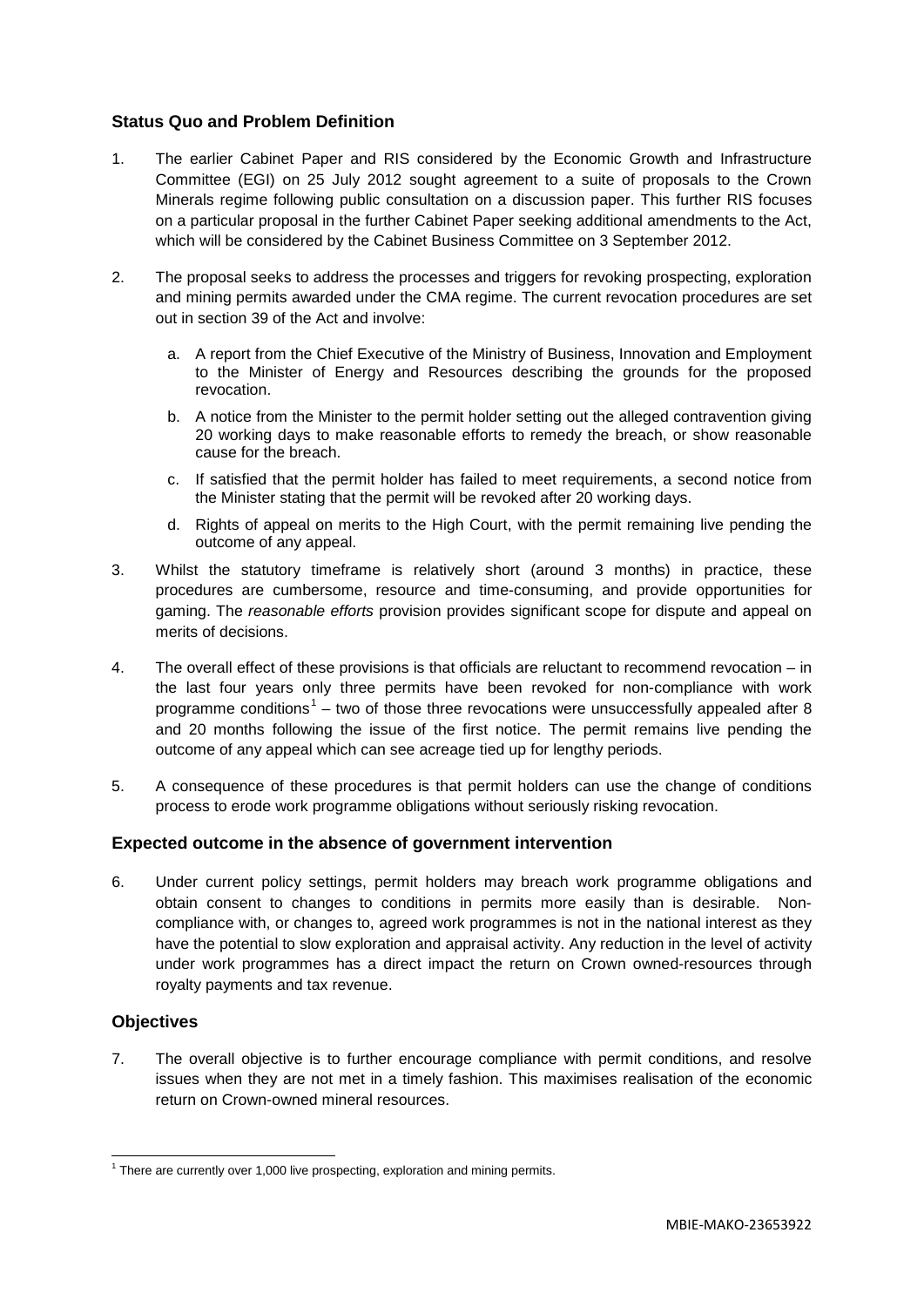## Status Quo and Problem Definition

1. The earlier Cabinet Paper and RIS considered by the Economic Growth and Infrastructure Committee (EGI) on 25 July 2012 sought agreement to a suite of proposals to the Crown Minerals regime following public consultation on a discussion paper. This further RIS focuses on a particular proposal in the further Cabinet Paper seeking additional amendments to the Act, which will be considered by the Cabinet Business Committee on 3 September 2012.

2. The proposal seeks to address the processes and triggers for revoking prospecting, exploration and mining permits awarded under the CMA regime. The current revocation procedures are set out in section 39 of the Act and involve:

   a. A report from the Chief Executive of the Ministry of Business, Innovation and Employment to the Minister of Energy and Resources describing the grounds for the proposed revocation.

   b. A notice from the Minister to the permit holder setting out the alleged contravention giving 20 working days to make reasonable efforts to remedy the breach, or show reasonable cause for the breach.

   c. If satisfied that the permit holder has failed to meet requirements, a second notice from the Minister stating that the permit will be revoked after 20 working days.

   d. Rights of appeal on merits to the High Court, with the permit remaining live pending the outcome of any appeal.

3. Whilst the statutory timeframe is relatively short (around 3 months) in practice, these procedures are cumbersome, resource and time-consuming, and provide opportunities for gaming. The *reasonable efforts* provision provides significant scope for dispute and appeal on merits of decisions.

4. The overall effect of these provisions is that officials are reluctant to recommend revocation – in the last four years only three permits have been revoked for non-compliance with work programme conditions[1] – two of those three revocations were unsuccessfully appealed after 8 and 20 months following the issue of the first notice. The permit remains live pending the outcome of any appeal which can see acreage tied up for lengthy periods.

5. A consequence of these procedures is that permit holders can use the change of conditions process to erode work programme obligations without seriously risking revocation.

## Expected outcome in the absence of government intervention

6. Under current policy settings, permit holders may breach work programme obligations and obtain consent to changes to conditions in permits more easily than is desirable. Non-compliance with, or changes to, agreed work programmes is not in the national interest as they have the potential to slow exploration and appraisal activity. Any reduction in the level of activity under work programmes has a direct impact the return on Crown owned-resources through royalty payments and tax revenue.

## Objectives

7. The overall objective is to further encourage compliance with permit conditions, and resolve issues when they are not met in a timely fashion. This maximises realisation of the economic return on Crown-owned mineral resources.

---

[1] There are currently over 1,000 live prospecting, exploration and mining permits.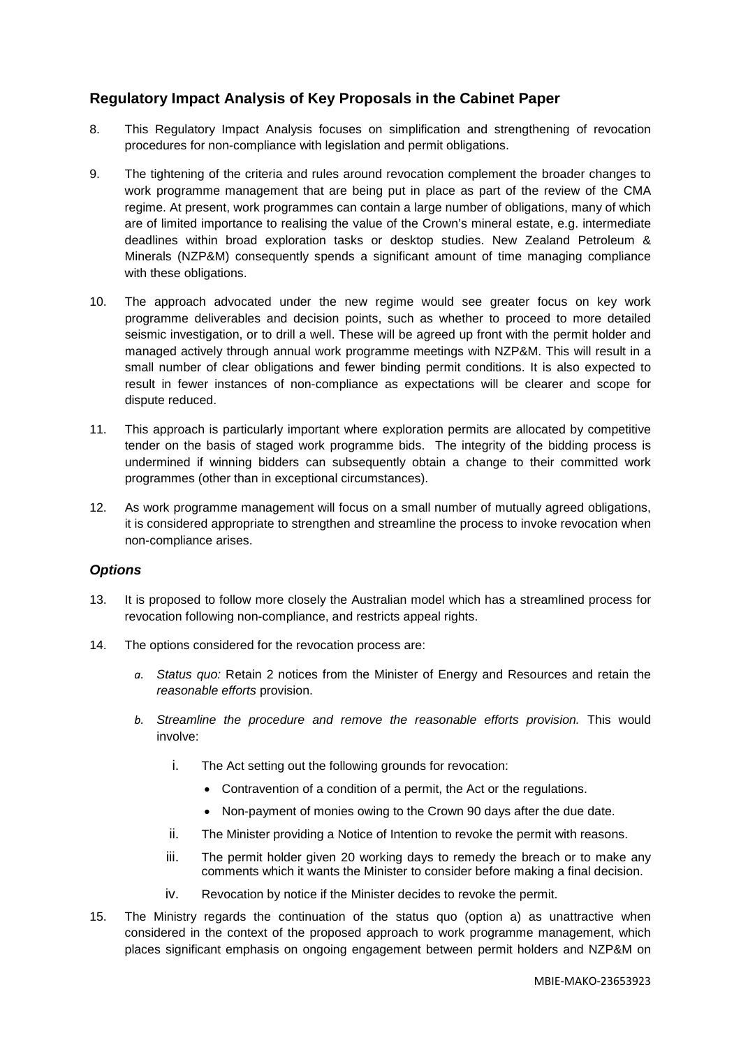## Regulatory Impact Analysis of Key Proposals in the Cabinet Paper

8. This Regulatory Impact Analysis focuses on simplification and strengthening of revocation procedures for non-compliance with legislation and permit obligations.

9. The tightening of the criteria and rules around revocation complement the broader changes to work programme management that are being put in place as part of the review of the CMA regime. At present, work programmes can contain a large number of obligations, many of which are of limited importance to realising the value of the Crown's mineral estate, e.g. intermediate deadlines within broad exploration tasks or desktop studies. New Zealand Petroleum & Minerals (NZP&M) consequently spends a significant amount of time managing compliance with these obligations.

10. The approach advocated under the new regime would see greater focus on key work programme deliverables and decision points, such as whether to proceed to more detailed seismic investigation, or to drill a well. These will be agreed up front with the permit holder and managed actively through annual work programme meetings with NZP&M. This will result in a small number of clear obligations and fewer binding permit conditions. It is also expected to result in fewer instances of non-compliance as expectations will be clearer and scope for dispute reduced.

11. This approach is particularly important where exploration permits are allocated by competitive tender on the basis of staged work programme bids. The integrity of the bidding process is undermined if winning bidders can subsequently obtain a change to their committed work programmes (other than in exceptional circumstances).

12. As work programme management will focus on a small number of mutually agreed obligations, it is considered appropriate to strengthen and streamline the process to invoke revocation when non-compliance arises.

### *Options*

13. It is proposed to follow more closely the Australian model which has a streamlined process for revocation following non-compliance, and restricts appeal rights.

14. The options considered for the revocation process are:

    a. *Status quo:* Retain 2 notices from the Minister of Energy and Resources and retain the *reasonable efforts* provision.

    b. *Streamline the procedure and remove the reasonable efforts provision.* This would involve:

       i. The Act setting out the following grounds for revocation:
          - Contravention of a condition of a permit, the Act or the regulations.
          - Non-payment of monies owing to the Crown 90 days after the due date.

       ii. The Minister providing a Notice of Intention to revoke the permit with reasons.

       iii. The permit holder given 20 working days to remedy the breach or to make any comments which it wants the Minister to consider before making a final decision.

       iv. Revocation by notice if the Minister decides to revoke the permit.

15. The Ministry regards the continuation of the status quo (option a) as unattractive when considered in the context of the proposed approach to work programme management, which places significant emphasis on ongoing engagement between permit holders and NZP&M on

MBIE-MAKO-23653923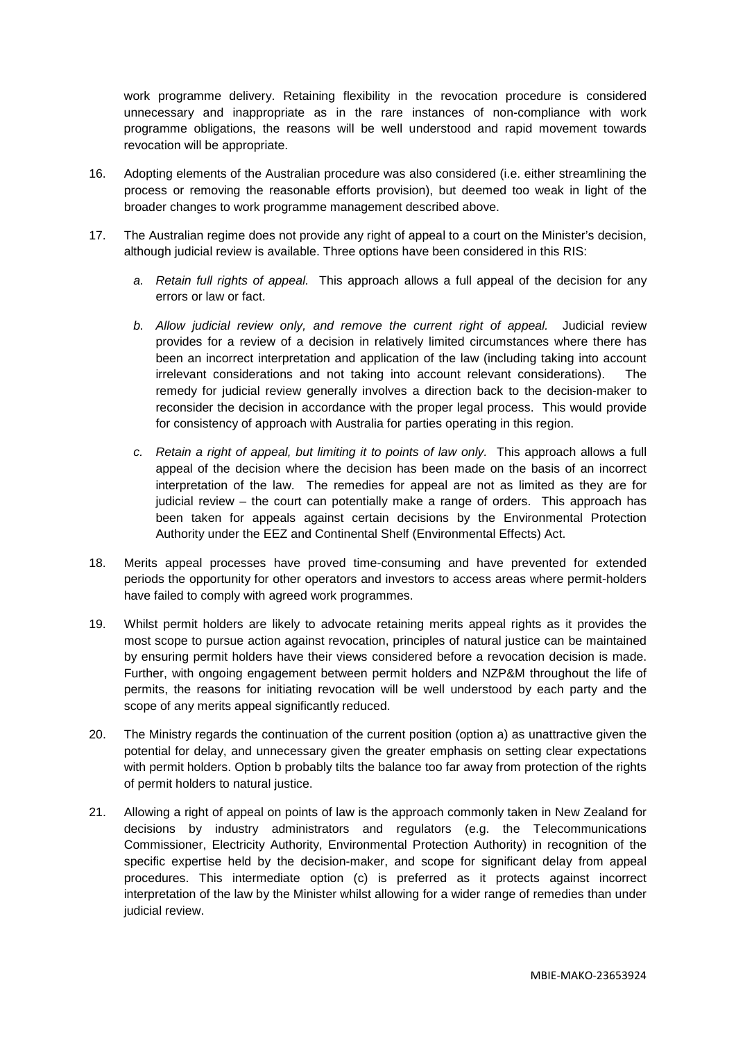work programme delivery. Retaining flexibility in the revocation procedure is considered unnecessary and inappropriate as in the rare instances of non-compliance with work programme obligations, the reasons will be well understood and rapid movement towards revocation will be appropriate.

16. Adopting elements of the Australian procedure was also considered (i.e. either streamlining the process or removing the reasonable efforts provision), but deemed too weak in light of the broader changes to work programme management described above.

17. The Australian regime does not provide any right of appeal to a court on the Minister's decision, although judicial review is available. Three options have been considered in this RIS:

    a. *Retain full rights of appeal.* This approach allows a full appeal of the decision for any errors or law or fact.

    b. *Allow judicial review only, and remove the current right of appeal.* Judicial review provides for a review of a decision in relatively limited circumstances where there has been an incorrect interpretation and application of the law (including taking into account irrelevant considerations and not taking into account relevant considerations). The remedy for judicial review generally involves a direction back to the decision-maker to reconsider the decision in accordance with the proper legal process. This would provide for consistency of approach with Australia for parties operating in this region.

    c. *Retain a right of appeal, but limiting it to points of law only.* This approach allows a full appeal of the decision where the decision has been made on the basis of an incorrect interpretation of the law. The remedies for appeal are not as limited as they are for judicial review – the court can potentially make a range of orders. This approach has been taken for appeals against certain decisions by the Environmental Protection Authority under the EEZ and Continental Shelf (Environmental Effects) Act.

18. Merits appeal processes have proved time-consuming and have prevented for extended periods the opportunity for other operators and investors to access areas where permit-holders have failed to comply with agreed work programmes.

19. Whilst permit holders are likely to advocate retaining merits appeal rights as it provides the most scope to pursue action against revocation, principles of natural justice can be maintained by ensuring permit holders have their views considered before a revocation decision is made. Further, with ongoing engagement between permit holders and NZP&M throughout the life of permits, the reasons for initiating revocation will be well understood by each party and the scope of any merits appeal significantly reduced.

20. The Ministry regards the continuation of the current position (option a) as unattractive given the potential for delay, and unnecessary given the greater emphasis on setting clear expectations with permit holders. Option b probably tilts the balance too far away from protection of the rights of permit holders to natural justice.

21. Allowing a right of appeal on points of law is the approach commonly taken in New Zealand for decisions by industry administrators and regulators (e.g. the Telecommunications Commissioner, Electricity Authority, Environmental Protection Authority) in recognition of the specific expertise held by the decision-maker, and scope for significant delay from appeal procedures. This intermediate option (c) is preferred as it protects against incorrect interpretation of the law by the Minister whilst allowing for a wider range of remedies than under judicial review.

MBIE-MAKO-23653924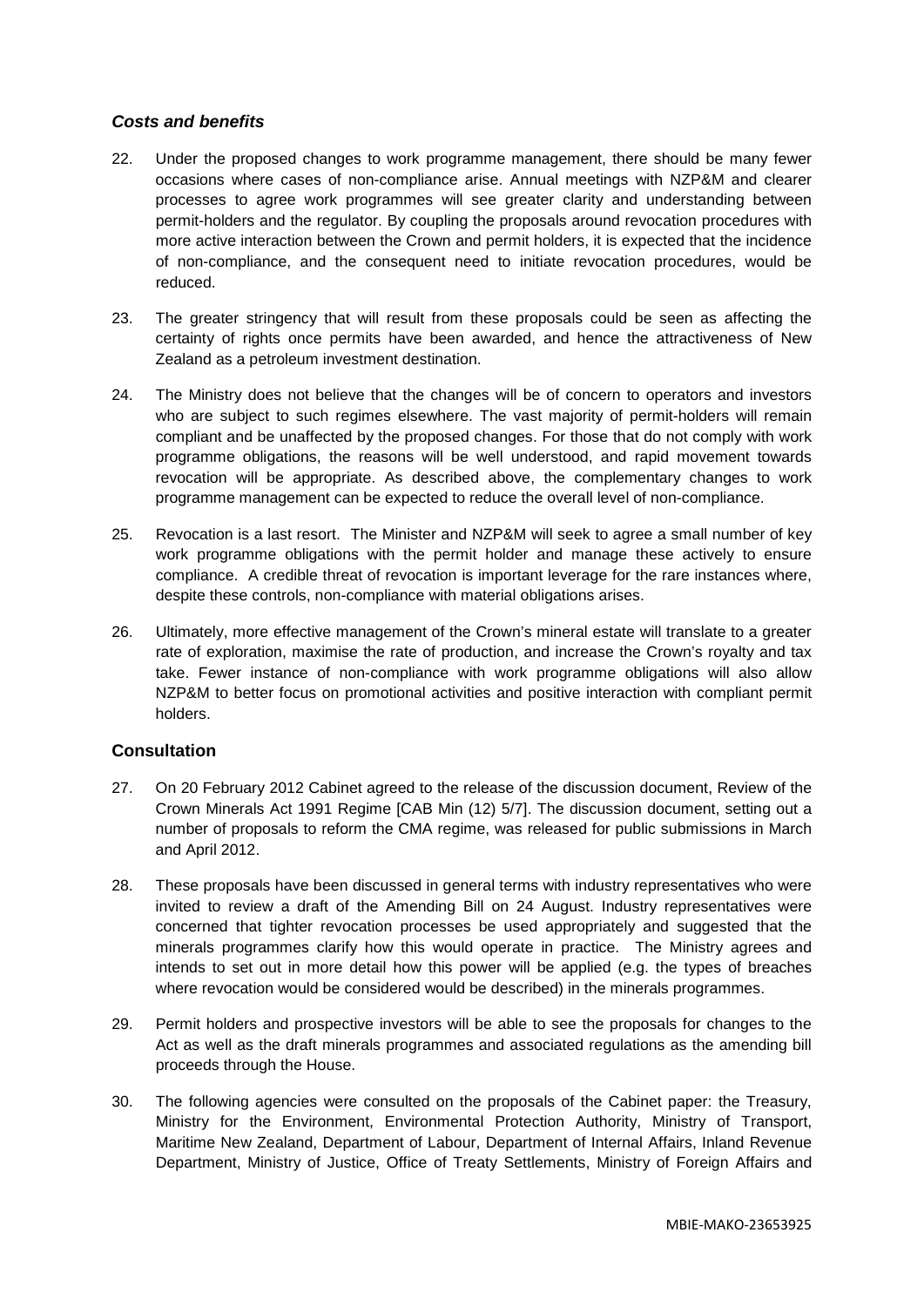### *Costs and benefits*

22. Under the proposed changes to work programme management, there should be many fewer occasions where cases of non-compliance arise. Annual meetings with NZP&M and clearer processes to agree work programmes will see greater clarity and understanding between permit-holders and the regulator. By coupling the proposals around revocation procedures with more active interaction between the Crown and permit holders, it is expected that the incidence of non-compliance, and the consequent need to initiate revocation procedures, would be reduced.

23. The greater stringency that will result from these proposals could be seen as affecting the certainty of rights once permits have been awarded, and hence the attractiveness of New Zealand as a petroleum investment destination.

24. The Ministry does not believe that the changes will be of concern to operators and investors who are subject to such regimes elsewhere. The vast majority of permit-holders will remain compliant and be unaffected by the proposed changes. For those that do not comply with work programme obligations, the reasons will be well understood, and rapid movement towards revocation will be appropriate. As described above, the complementary changes to work programme management can be expected to reduce the overall level of non-compliance.

25. Revocation is a last resort. The Minister and NZP&M will seek to agree a small number of key work programme obligations with the permit holder and manage these actively to ensure compliance. A credible threat of revocation is important leverage for the rare instances where, despite these controls, non-compliance with material obligations arises.

26. Ultimately, more effective management of the Crown's mineral estate will translate to a greater rate of exploration, maximise the rate of production, and increase the Crown's royalty and tax take. Fewer instance of non-compliance with work programme obligations will also allow NZP&M to better focus on promotional activities and positive interaction with compliant permit holders.

## Consultation

27. On 20 February 2012 Cabinet agreed to the release of the discussion document, Review of the Crown Minerals Act 1991 Regime [CAB Min (12) 5/7]. The discussion document, setting out a number of proposals to reform the CMA regime, was released for public submissions in March and April 2012.

28. These proposals have been discussed in general terms with industry representatives who were invited to review a draft of the Amending Bill on 24 August. Industry representatives were concerned that tighter revocation processes be used appropriately and suggested that the minerals programmes clarify how this would operate in practice. The Ministry agrees and intends to set out in more detail how this power will be applied (e.g. the types of breaches where revocation would be considered would be described) in the minerals programmes.

29. Permit holders and prospective investors will be able to see the proposals for changes to the Act as well as the draft minerals programmes and associated regulations as the amending bill proceeds through the House.

30. The following agencies were consulted on the proposals of the Cabinet paper: the Treasury, Ministry for the Environment, Environmental Protection Authority, Ministry of Transport, Maritime New Zealand, Department of Labour, Department of Internal Affairs, Inland Revenue Department, Ministry of Justice, Office of Treaty Settlements, Ministry of Foreign Affairs and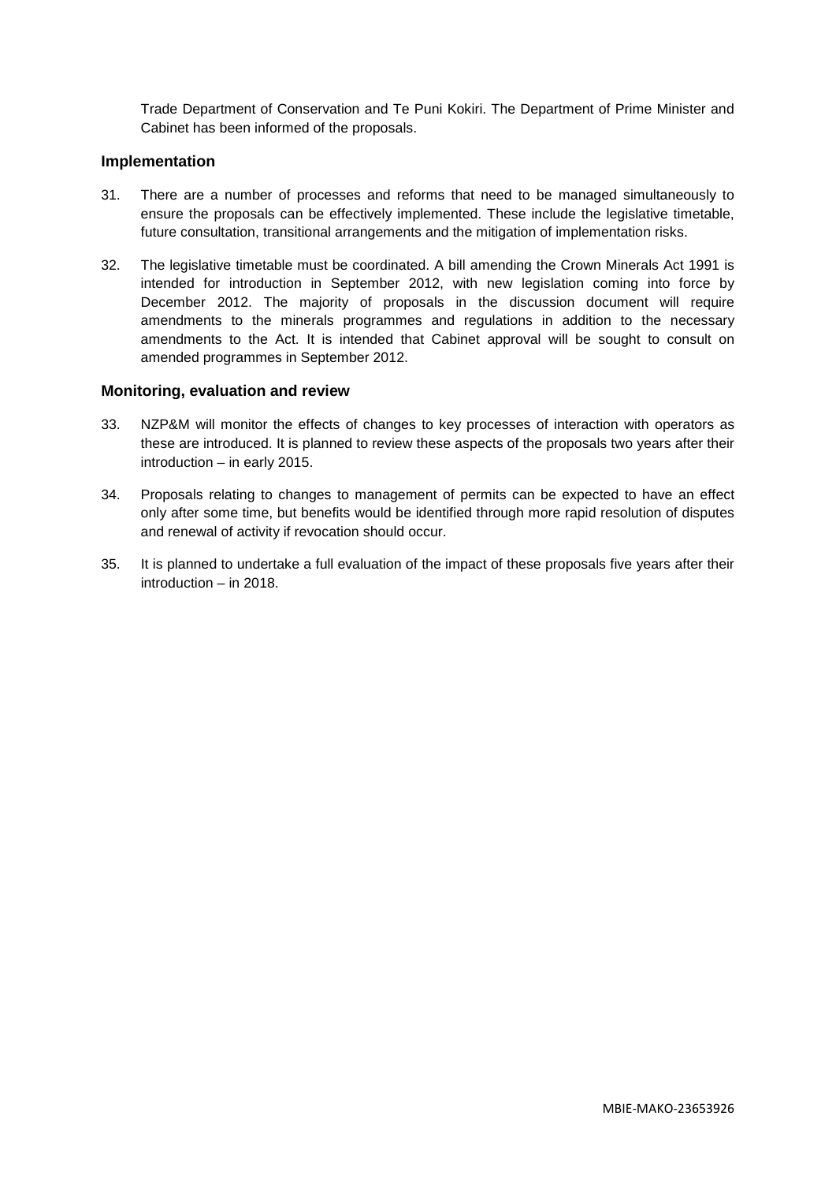Trade Department of Conservation and Te Puni Kokiri. The Department of Prime Minister and Cabinet has been informed of the proposals.

## Implementation

31. There are a number of processes and reforms that need to be managed simultaneously to ensure the proposals can be effectively implemented. These include the legislative timetable, future consultation, transitional arrangements and the mitigation of implementation risks.

32. The legislative timetable must be coordinated. A bill amending the Crown Minerals Act 1991 is intended for introduction in September 2012, with new legislation coming into force by December 2012. The majority of proposals in the discussion document will require amendments to the minerals programmes and regulations in addition to the necessary amendments to the Act. It is intended that Cabinet approval will be sought to consult on amended programmes in September 2012.

## Monitoring, evaluation and review

33. NZP&M will monitor the effects of changes to key processes of interaction with operators as these are introduced. It is planned to review these aspects of the proposals two years after their introduction – in early 2015.

34. Proposals relating to changes to management of permits can be expected to have an effect only after some time, but benefits would be identified through more rapid resolution of disputes and renewal of activity if revocation should occur.

35. It is planned to undertake a full evaluation of the impact of these proposals five years after their introduction – in 2018.

MBIE-MAKO-23653926